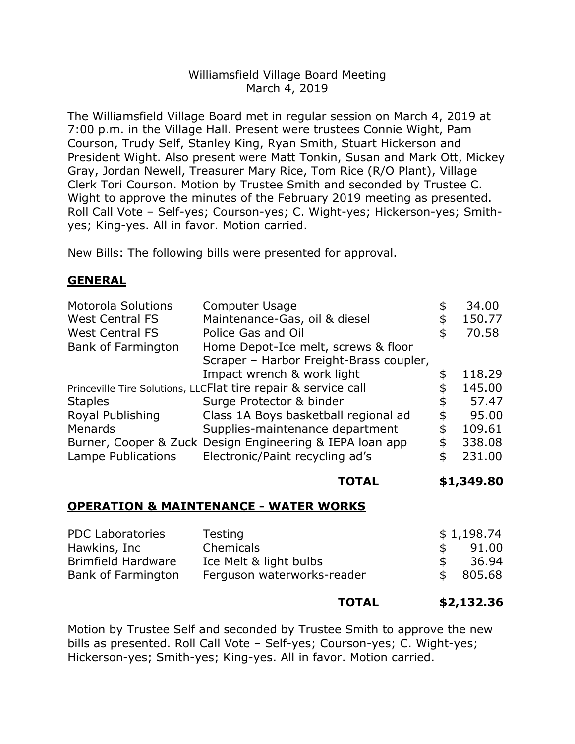Williamsfield Village Board Meeting
March 4, 2019

The Williamsfield Village Board met in regular session on March 4, 2019 at 7:00 p.m. in the Village Hall. Present were trustees Connie Wight, Pam Courson, Trudy Self, Stanley King, Ryan Smith, Stuart Hickerson and President Wight. Also present were Matt Tonkin, Susan and Mark Ott, Mickey Gray, Jordan Newell, Treasurer Mary Rice, Tom Rice (R/O Plant), Village Clerk Tori Courson. Motion by Trustee Smith and seconded by Trustee C. Wight to approve the minutes of the February 2019 meeting as presented. Roll Call Vote – Self-yes; Courson-yes; C. Wight-yes; Hickerson-yes; Smith-yes; King-yes. All in favor. Motion carried.

New Bills: The following bills were presented for approval.

## GENERAL

| | | |
|---|---|---|
| Motorola Solutions | Computer Usage | $ 34.00 |
| West Central FS | Maintenance-Gas, oil & diesel | $ 150.77 |
| West Central FS | Police Gas and Oil | $ 70.58 |
| Bank of Farmington | Home Depot-Ice melt, screws & floor Scraper – Harbor Freight-Brass coupler, Impact wrench & work light | $ 118.29 |
| Princeville Tire Solutions, LLC | Flat tire repair & service call | $ 145.00 |
| Staples | Surge Protector & binder | $ 57.47 |
| Royal Publishing | Class 1A Boys basketball regional ad | $ 95.00 |
| Menards | Supplies-maintenance department | $ 109.61 |
| Burner, Cooper & Zuck | Design Engineering & IEPA loan app | $ 338.08 |
| Lampe Publications | Electronic/Paint recycling ad's | $ 231.00 |
| | **TOTAL** | **$1,349.80** |

## OPERATION & MAINTENANCE - WATER WORKS

| | | |
|---|---|---|
| PDC Laboratories | Testing | $ 1,198.74 |
| Hawkins, Inc | Chemicals | $ 91.00 |
| Brimfield Hardware | Ice Melt & light bulbs | $ 36.94 |
| Bank of Farmington | Ferguson waterworks-reader | $ 805.68 |
| | **TOTAL** | **$2,132.36** |

Motion by Trustee Self and seconded by Trustee Smith to approve the new bills as presented. Roll Call Vote – Self-yes; Courson-yes; C. Wight-yes; Hickerson-yes; Smith-yes; King-yes. All in favor. Motion carried.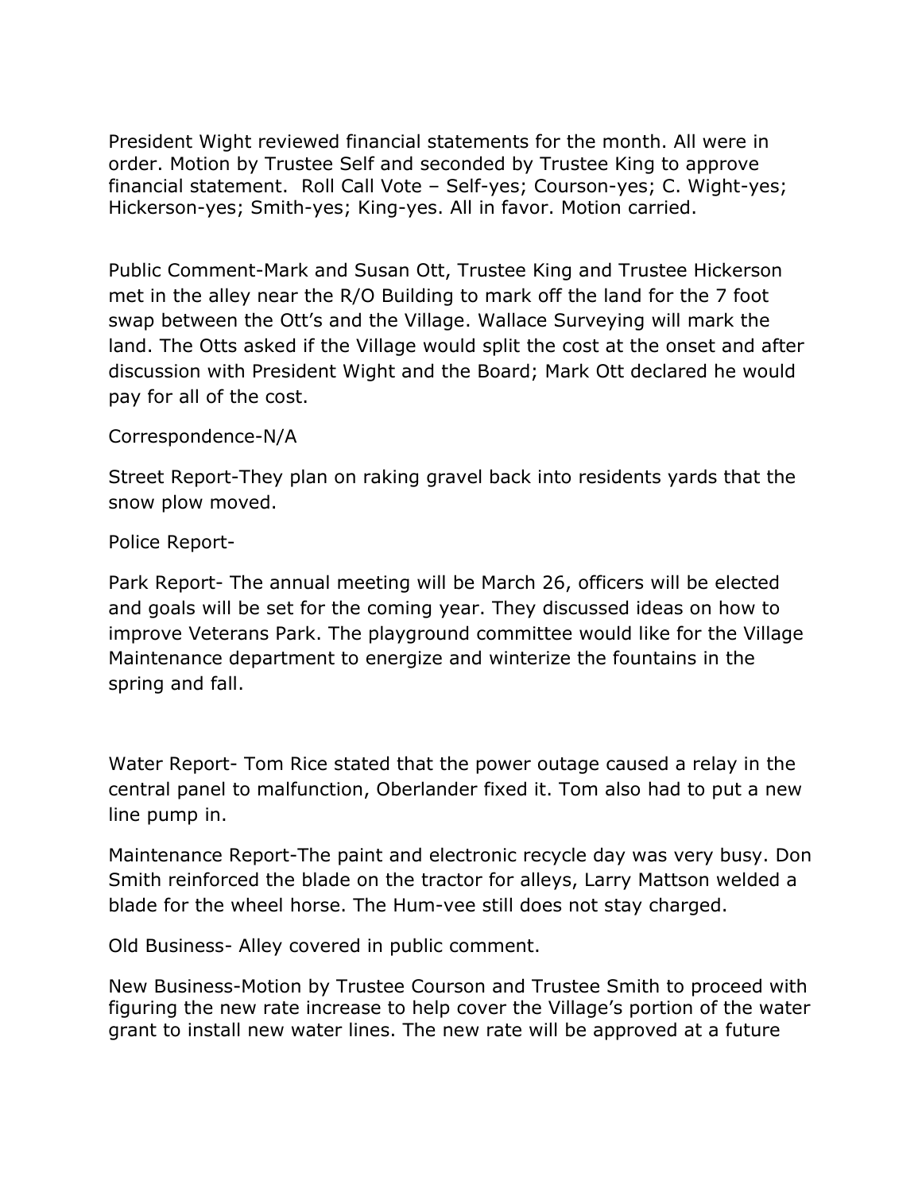President Wight reviewed financial statements for the month. All were in order. Motion by Trustee Self and seconded by Trustee King to approve financial statement. Roll Call Vote – Self-yes; Courson-yes; C. Wight-yes; Hickerson-yes; Smith-yes; King-yes. All in favor. Motion carried.

Public Comment-Mark and Susan Ott, Trustee King and Trustee Hickerson met in the alley near the R/O Building to mark off the land for the 7 foot swap between the Ott's and the Village. Wallace Surveying will mark the land. The Otts asked if the Village would split the cost at the onset and after discussion with President Wight and the Board; Mark Ott declared he would pay for all of the cost.

Correspondence-N/A

Street Report-They plan on raking gravel back into residents yards that the snow plow moved.

Police Report-

Park Report- The annual meeting will be March 26, officers will be elected and goals will be set for the coming year. They discussed ideas on how to improve Veterans Park. The playground committee would like for the Village Maintenance department to energize and winterize the fountains in the spring and fall.

Water Report- Tom Rice stated that the power outage caused a relay in the central panel to malfunction, Oberlander fixed it. Tom also had to put a new line pump in.

Maintenance Report-The paint and electronic recycle day was very busy. Don Smith reinforced the blade on the tractor for alleys, Larry Mattson welded a blade for the wheel horse. The Hum-vee still does not stay charged.

Old Business- Alley covered in public comment.

New Business-Motion by Trustee Courson and Trustee Smith to proceed with figuring the new rate increase to help cover the Village's portion of the water grant to install new water lines. The new rate will be approved at a future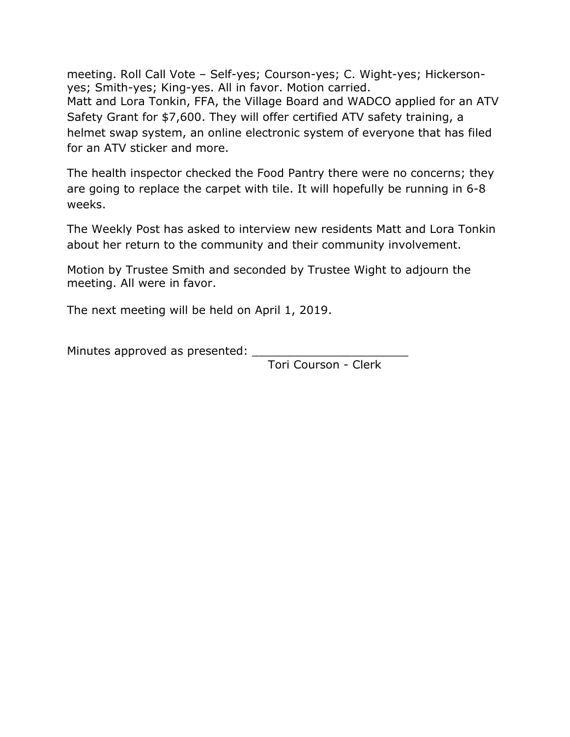meeting. Roll Call Vote – Self-yes; Courson-yes; C. Wight-yes; Hickerson-yes; Smith-yes; King-yes. All in favor. Motion carried.
Matt and Lora Tonkin, FFA, the Village Board and WADCO applied for an ATV Safety Grant for $7,600. They will offer certified ATV safety training, a helmet swap system, an online electronic system of everyone that has filed for an ATV sticker and more.

The health inspector checked the Food Pantry there were no concerns; they are going to replace the carpet with tile. It will hopefully be running in 6-8 weeks.

The Weekly Post has asked to interview new residents Matt and Lora Tonkin about her return to the community and their community involvement.

Motion by Trustee Smith and seconded by Trustee Wight to adjourn the meeting. All were in favor.

The next meeting will be held on April 1, 2019.

Minutes approved as presented: _____________________
Tori Courson - Clerk